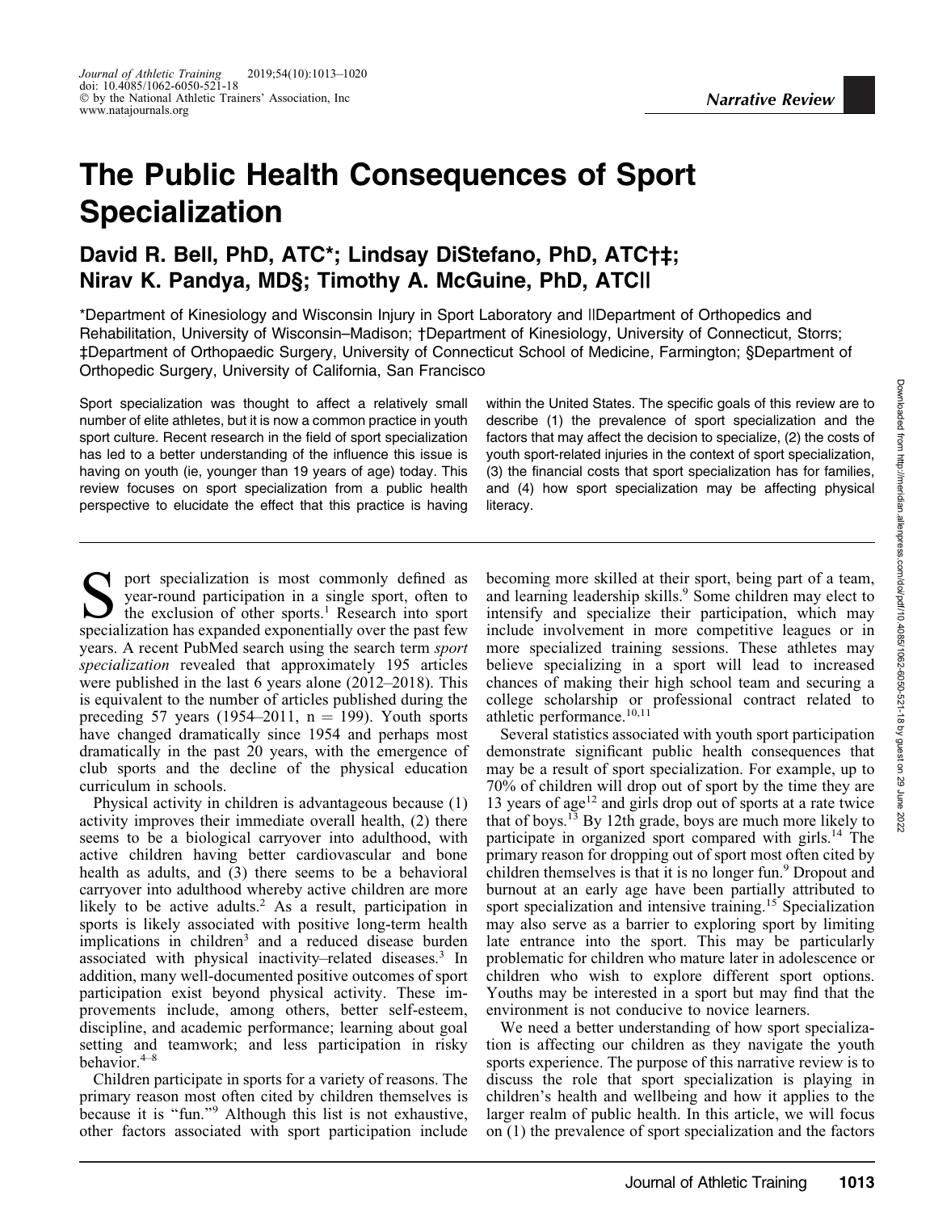*Narrative Review*

# The Public Health Consequences of Sport Specialization

**David R. Bell, PhD, ATC\*; Lindsay DiStefano, PhD, ATC†‡; Nirav K. Pandya, MD§; Timothy A. McGuine, PhD, ATC||**

\*Department of Kinesiology and Wisconsin Injury in Sport Laboratory and ||Department of Orthopedics and Rehabilitation, University of Wisconsin–Madison; †Department of Kinesiology, University of Connecticut, Storrs; ‡Department of Orthopaedic Surgery, University of Connecticut School of Medicine, Farmington; §Department of Orthopedic Surgery, University of California, San Francisco

Sport specialization was thought to affect a relatively small number of elite athletes, but it is now a common practice in youth sport culture. Recent research in the field of sport specialization has led to a better understanding of the influence this issue is having on youth (ie, younger than 19 years of age) today. This review focuses on sport specialization from a public health perspective to elucidate the effect that this practice is having within the United States. The specific goals of this review are to describe (1) the prevalence of sport specialization and the factors that may affect the decision to specialize, (2) the costs of youth sport-related injuries in the context of sport specialization, (3) the financial costs that sport specialization has for families, and (4) how sport specialization may be affecting physical literacy.

Sport specialization is most commonly defined as year-round participation in a single sport, often to the exclusion of other sports.[1] Research into sport specialization has expanded exponentially over the past few years. A recent PubMed search using the search term *sport specialization* revealed that approximately 195 articles were published in the last 6 years alone (2012–2018). This is equivalent to the number of articles published during the preceding 57 years (1954–2011, n = 199). Youth sports have changed dramatically since 1954 and perhaps most dramatically in the past 20 years, with the emergence of club sports and the decline of the physical education curriculum in schools.

Physical activity in children is advantageous because (1) activity improves their immediate overall health, (2) there seems to be a biological carryover into adulthood, with active children having better cardiovascular and bone health as adults, and (3) there seems to be a behavioral carryover into adulthood whereby active children are more likely to be active adults.[2] As a result, participation in sports is likely associated with positive long-term health implications in children[3] and a reduced disease burden associated with physical inactivity–related diseases.[3] In addition, many well-documented positive outcomes of sport participation exist beyond physical activity. These improvements include, among others, better self-esteem, discipline, and academic performance; learning about goal setting and teamwork; and less participation in risky behavior.[4–8]

Children participate in sports for a variety of reasons. The primary reason most often cited by children themselves is because it is "fun."[9] Although this list is not exhaustive, other factors associated with sport participation include becoming more skilled at their sport, being part of a team, and learning leadership skills.[9] Some children may elect to intensify and specialize their participation, which may include involvement in more competitive leagues or in more specialized training sessions. These athletes may believe specializing in a sport will lead to increased chances of making their high school team and securing a college scholarship or professional contract related to athletic performance.[10,11]

Several statistics associated with youth sport participation demonstrate significant public health consequences that may be a result of sport specialization. For example, up to 70% of children will drop out of sport by the time they are 13 years of age[12] and girls drop out of sports at a rate twice that of boys.[13] By 12th grade, boys are much more likely to participate in organized sport compared with girls.[14] The primary reason for dropping out of sport most often cited by children themselves is that it is no longer fun.[9] Dropout and burnout at an early age have been partially attributed to sport specialization and intensive training.[15] Specialization may also serve as a barrier to exploring sport by limiting late entrance into the sport. This may be particularly problematic for children who mature later in adolescence or children who wish to explore different sport options. Youths may be interested in a sport but may find that the environment is not conducive to novice learners.

We need a better understanding of how sport specialization is affecting our children as they navigate the youth sports experience. The purpose of this narrative review is to discuss the role that sport specialization is playing in children's health and wellbeing and how it applies to the larger realm of public health. In this article, we will focus on (1) the prevalence of sport specialization and the factors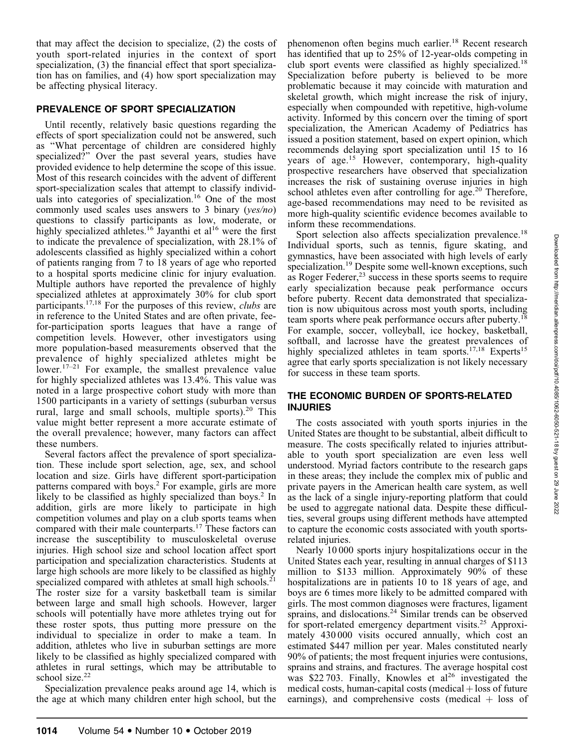that may affect the decision to specialize, (2) the costs of youth sport-related injuries in the context of sport specialization, (3) the financial effect that sport specialization has on families, and (4) how sport specialization may be affecting physical literacy.

## PREVALENCE OF SPORT SPECIALIZATION

Until recently, relatively basic questions regarding the effects of sport specialization could not be answered, such as "What percentage of children are considered highly specialized?" Over the past several years, studies have provided evidence to help determine the scope of this issue. Most of this research coincides with the advent of different sport-specialization scales that attempt to classify individuals into categories of specialization.[16] One of the most commonly used scales uses answers to 3 binary (*yes/no*) questions to classify participants as low, moderate, or highly specialized athletes.[16] Jayanthi et al[16] were the first to indicate the prevalence of specialization, with 28.1% of adolescents classified as highly specialized within a cohort of patients ranging from 7 to 18 years of age who reported to a hospital sports medicine clinic for injury evaluation. Multiple authors have reported the prevalence of highly specialized athletes at approximately 30% for club sport participants.[17,18] For the purposes of this review, *clubs* are in reference to the United States and are often private, fee-for-participation sports leagues that have a range of competition levels. However, other investigators using more population-based measurements observed that the prevalence of highly specialized athletes might be lower.[17–21] For example, the smallest prevalence value for highly specialized athletes was 13.4%. This value was noted in a large prospective cohort study with more than 1500 participants in a variety of settings (suburban versus rural, large and small schools, multiple sports).[20] This value might better represent a more accurate estimate of the overall prevalence; however, many factors can affect these numbers.

Several factors affect the prevalence of sport specialization. These include sport selection, age, sex, and school location and size. Girls have different sport-participation patterns compared with boys.[2] For example, girls are more likely to be classified as highly specialized than boys.[2] In addition, girls are more likely to participate in high competition volumes and play on a club sports teams when compared with their male counterparts.[17] These factors can increase the susceptibility to musculoskeletal overuse injuries. High school size and school location affect sport participation and specialization characteristics. Students at large high schools are more likely to be classified as highly specialized compared with athletes at small high schools.[21] The roster size for a varsity basketball team is similar between large and small high schools. However, larger schools will potentially have more athletes trying out for these roster spots, thus putting more pressure on the individual to specialize in order to make a team. In addition, athletes who live in suburban settings are more likely to be classified as highly specialized compared with athletes in rural settings, which may be attributable to school size.[22]

Specialization prevalence peaks around age 14, which is the age at which many children enter high school, but the phenomenon often begins much earlier.[18] Recent research has identified that up to 25% of 12-year-olds competing in club sport events were classified as highly specialized.[18] Specialization before puberty is believed to be more problematic because it may coincide with maturation and skeletal growth, which might increase the risk of injury, especially when compounded with repetitive, high-volume activity. Informed by this concern over the timing of sport specialization, the American Academy of Pediatrics has issued a position statement, based on expert opinion, which recommends delaying sport specialization until 15 to 16 years of age.[15] However, contemporary, high-quality prospective researchers have observed that specialization increases the risk of sustaining overuse injuries in high school athletes even after controlling for age.[20] Therefore, age-based recommendations may need to be revisited as more high-quality scientific evidence becomes available to inform these recommendations.

Sport selection also affects specialization prevalence.[18] Individual sports, such as tennis, figure skating, and gymnastics, have been associated with high levels of early specialization.[19] Despite some well-known exceptions, such as Roger Federer,[23] success in these sports seems to require early specialization because peak performance occurs before puberty. Recent data demonstrated that specialization is now ubiquitous across most youth sports, including team sports where peak performance occurs after puberty.[18] For example, soccer, volleyball, ice hockey, basketball, softball, and lacrosse have the greatest prevalences of highly specialized athletes in team sports.[17,18] Experts[15] agree that early sports specialization is not likely necessary for success in these team sports.

## THE ECONOMIC BURDEN OF SPORTS-RELATED INJURIES

The costs associated with youth sports injuries in the United States are thought to be substantial, albeit difficult to measure. The costs specifically related to injuries attributable to youth sport specialization are even less well understood. Myriad factors contribute to the research gaps in these areas; they include the complex mix of public and private payers in the American health care system, as well as the lack of a single injury-reporting platform that could be used to aggregate national data. Despite these difficulties, several groups using different methods have attempted to capture the economic costs associated with youth sports-related injuries.

Nearly 10 000 sports injury hospitalizations occur in the United States each year, resulting in annual charges of $113 million to $133 million. Approximately 90% of these hospitalizations are in patients 10 to 18 years of age, and boys are 6 times more likely to be admitted compared with girls. The most common diagnoses were fractures, ligament sprains, and dislocations.[24] Similar trends can be observed for sport-related emergency department visits.[25] Approximately 430 000 visits occured annually, which cost an estimated $447 million per year. Males constituted nearly 90% of patients; the most frequent injuries were contusions, sprains and strains, and fractures. The average hospital cost was $22 703. Finally, Knowles et al[26] investigated the medical costs, human-capital costs (medical + loss of future earnings), and comprehensive costs (medical + loss of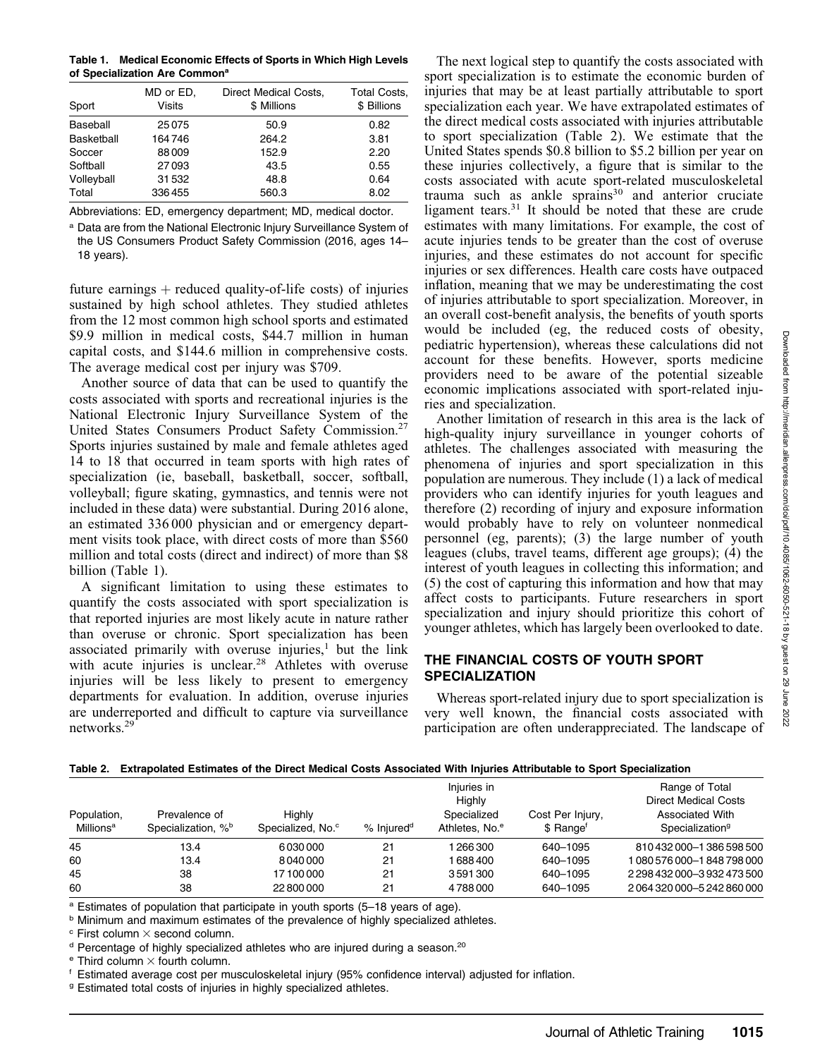**Table 1. Medical Economic Effects of Sports in Which High Levels of Specialization Are Common[a]**

| Sport | MD or ED, Visits | Direct Medical Costs, $ Millions | Total Costs, $ Billions |
|---|---|---|---|
| Baseball | 25 075 | 50.9 | 0.82 |
| Basketball | 164 746 | 264.2 | 3.81 |
| Soccer | 88 009 | 152.9 | 2.20 |
| Softball | 27 093 | 43.5 | 0.55 |
| Volleyball | 31 532 | 48.8 | 0.64 |
| Total | 336 455 | 560.3 | 8.02 |

Abbreviations: ED, emergency department; MD, medical doctor.

[a] Data are from the National Electronic Injury Surveillance System of the US Consumers Product Safety Commission (2016, ages 14–18 years).

future earnings + reduced quality-of-life costs) of injuries sustained by high school athletes. They studied athletes from the 12 most common high school sports and estimated $9.9 million in medical costs, $44.7 million in human capital costs, and $144.6 million in comprehensive costs. The average medical cost per injury was $709.

Another source of data that can be used to quantify the costs associated with sports and recreational injuries is the National Electronic Injury Surveillance System of the United States Consumers Product Safety Commission.[27] Sports injuries sustained by male and female athletes aged 14 to 18 that occurred in team sports with high rates of specialization (ie, baseball, basketball, soccer, softball, volleyball; figure skating, gymnastics, and tennis were not included in these data) were substantial. During 2016 alone, an estimated 336 000 physician and or emergency department visits took place, with direct costs of more than $560 million and total costs (direct and indirect) of more than $8 billion (Table 1).

A significant limitation to using these estimates to quantify the costs associated with sport specialization is that reported injuries are most likely acute in nature rather than overuse or chronic. Sport specialization has been associated primarily with overuse injuries,[1] but the link with acute injuries is unclear.[28] Athletes with overuse injuries will be less likely to present to emergency departments for evaluation. In addition, overuse injuries are underreported and difficult to capture via surveillance networks.[29]

The next logical step to quantify the costs associated with sport specialization is to estimate the economic burden of injuries that may be at least partially attributable to sport specialization each year. We have extrapolated estimates of the direct medical costs associated with injuries attributable to sport specialization (Table 2). We estimate that the United States spends $0.8 billion to $5.2 billion per year on these injuries collectively, a figure that is similar to the costs associated with acute sport-related musculoskeletal trauma such as ankle sprains[30] and anterior cruciate ligament tears.[31] It should be noted that these are crude estimates with many limitations. For example, the cost of acute injuries tends to be greater than the cost of overuse injuries, and these estimates do not account for specific injuries or sex differences. Health care costs have outpaced inflation, meaning that we may be underestimating the cost of injuries attributable to sport specialization. Moreover, in an overall cost-benefit analysis, the benefits of youth sports would be included (eg, the reduced costs of obesity, pediatric hypertension), whereas these calculations did not account for these benefits. However, sports medicine providers need to be aware of the potential sizeable economic implications associated with sport-related injuries and specialization.

Another limitation of research in this area is the lack of high-quality injury surveillance in younger cohorts of athletes. The challenges associated with measuring the phenomena of injuries and sport specialization in this population are numerous. They include (1) a lack of medical providers who can identify injuries for youth leagues and therefore (2) recording of injury and exposure information would probably have to rely on volunteer nonmedical personnel (eg, parents); (3) the large number of youth leagues (clubs, travel teams, different age groups); (4) the interest of youth leagues in collecting this information; and (5) the cost of capturing this information and how that may affect costs to participants. Future researchers in sport specialization and injury should prioritize this cohort of younger athletes, which has largely been overlooked to date.

## THE FINANCIAL COSTS OF YOUTH SPORT SPECIALIZATION

Whereas sport-related injury due to sport specialization is very well known, the financial costs associated with participation are often underappreciated. The landscape of

**Table 2. Extrapolated Estimates of the Direct Medical Costs Associated With Injuries Attributable to Sport Specialization**

| Population, Millions[a] | Prevalence of Specialization, %[b] | Highly Specialized, No.[c] | % Injured[d] | Injuries in Highly Specialized Athletes, No.[e] | Cost Per Injury, $ Range[f] | Range of Total Direct Medical Costs Associated With Specialization[g] |
|---|---|---|---|---|---|---|
| 45 | 13.4 | 6 030 000 | 21 | 1 266 300 | 640–1095 | 810 432 000–1 386 598 500 |
| 60 | 13.4 | 8 040 000 | 21 | 1 688 400 | 640–1095 | 1 080 576 000–1 848 798 000 |
| 45 | 38 | 17 100 000 | 21 | 3 591 300 | 640–1095 | 2 298 432 000–3 932 473 500 |
| 60 | 38 | 22 800 000 | 21 | 4 788 000 | 640–1095 | 2 064 320 000–5 242 860 000 |

[a] Estimates of population that participate in youth sports (5–18 years of age).

[b] Minimum and maximum estimates of the prevalence of highly specialized athletes.

[c] First column × second column.

[d] Percentage of highly specialized athletes who are injured during a season.[20]

[e] Third column × fourth column.

[f] Estimated average cost per musculoskeletal injury (95% confidence interval) adjusted for inflation.

[g] Estimated total costs of injuries in highly specialized athletes.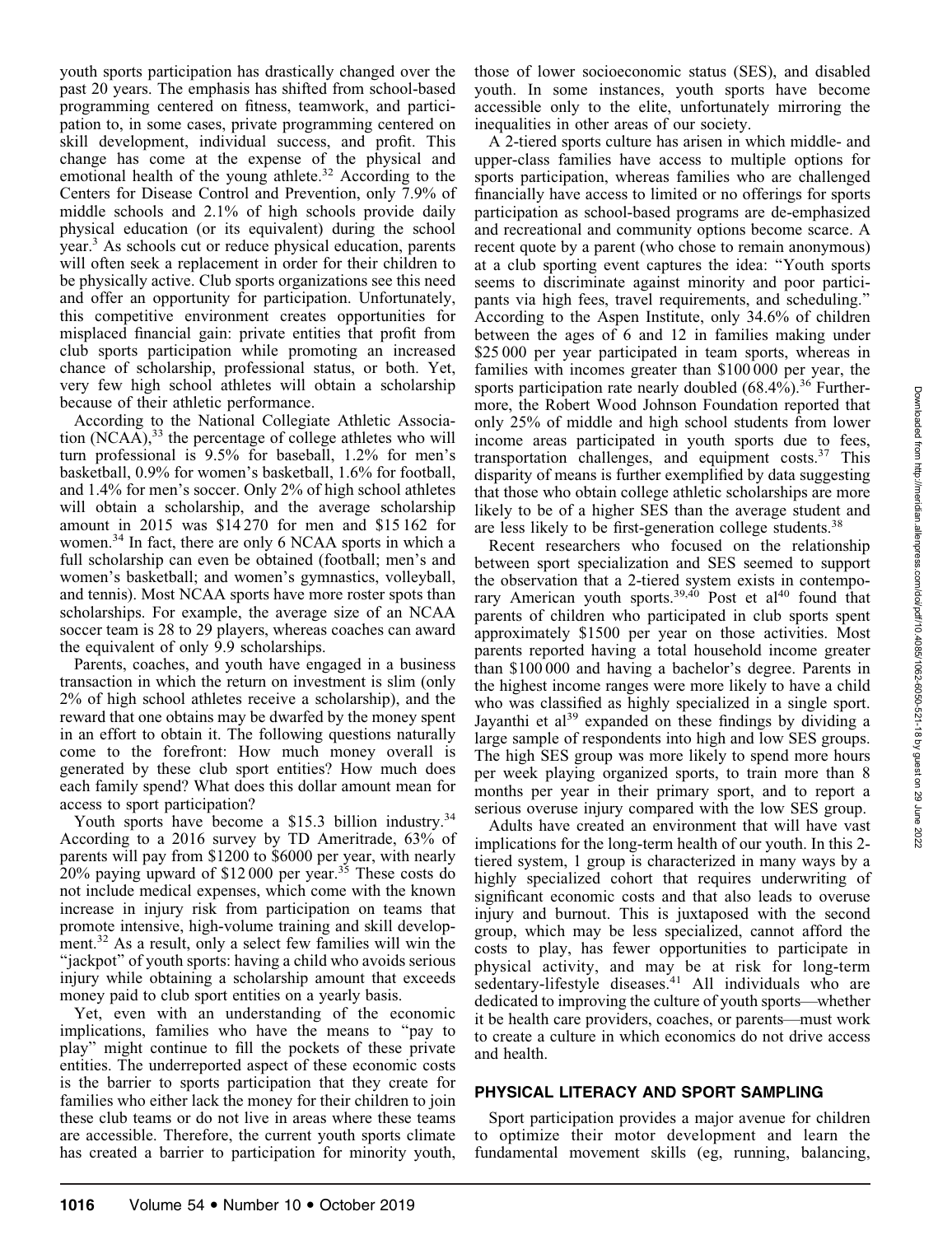youth sports participation has drastically changed over the past 20 years. The emphasis has shifted from school-based programming centered on fitness, teamwork, and participation to, in some cases, private programming centered on skill development, individual success, and profit. This change has come at the expense of the physical and emotional health of the young athlete.[32] According to the Centers for Disease Control and Prevention, only 7.9% of middle schools and 2.1% of high schools provide daily physical education (or its equivalent) during the school year.[3] As schools cut or reduce physical education, parents will often seek a replacement in order for their children to be physically active. Club sports organizations see this need and offer an opportunity for participation. Unfortunately, this competitive environment creates opportunities for misplaced financial gain: private entities that profit from club sports participation while promoting an increased chance of scholarship, professional status, or both. Yet, very few high school athletes will obtain a scholarship because of their athletic performance.

According to the National Collegiate Athletic Association (NCAA),[33] the percentage of college athletes who will turn professional is 9.5% for baseball, 1.2% for men's basketball, 0.9% for women's basketball, 1.6% for football, and 1.4% for men's soccer. Only 2% of high school athletes will obtain a scholarship, and the average scholarship amount in 2015 was \$14 270 for men and \$15 162 for women.[34] In fact, there are only 6 NCAA sports in which a full scholarship can even be obtained (football; men's and women's basketball; and women's gymnastics, volleyball, and tennis). Most NCAA sports have more roster spots than scholarships. For example, the average size of an NCAA soccer team is 28 to 29 players, whereas coaches can award the equivalent of only 9.9 scholarships.

Parents, coaches, and youth have engaged in a business transaction in which the return on investment is slim (only 2% of high school athletes receive a scholarship), and the reward that one obtains may be dwarfed by the money spent in an effort to obtain it. The following questions naturally come to the forefront: How much money overall is generated by these club sport entities? How much does each family spend? What does this dollar amount mean for access to sport participation?

Youth sports have become a \$15.3 billion industry.[34] According to a 2016 survey by TD Ameritrade, 63% of parents will pay from \$1200 to \$6000 per year, with nearly 20% paying upward of \$12 000 per year.[35] These costs do not include medical expenses, which come with the known increase in injury risk from participation on teams that promote intensive, high-volume training and skill development.[32] As a result, only a select few families will win the "jackpot" of youth sports: having a child who avoids serious injury while obtaining a scholarship amount that exceeds money paid to club sport entities on a yearly basis.

Yet, even with an understanding of the economic implications, families who have the means to "pay to play" might continue to fill the pockets of these private entities. The underreported aspect of these economic costs is the barrier to sports participation that they create for families who either lack the money for their children to join these club teams or do not live in areas where these teams are accessible. Therefore, the current youth sports climate has created a barrier to participation for minority youth, those of lower socioeconomic status (SES), and disabled youth. In some instances, youth sports have become accessible only to the elite, unfortunately mirroring the inequalities in other areas of our society.

A 2-tiered sports culture has arisen in which middle- and upper-class families have access to multiple options for sports participation, whereas families who are challenged financially have access to limited or no offerings for sports participation as school-based programs are de-emphasized and recreational and community options become scarce. A recent quote by a parent (who chose to remain anonymous) at a club sporting event captures the idea: "Youth sports seems to discriminate against minority and poor participants via high fees, travel requirements, and scheduling." According to the Aspen Institute, only 34.6% of children between the ages of 6 and 12 in families making under \$25 000 per year participated in team sports, whereas in families with incomes greater than \$100 000 per year, the sports participation rate nearly doubled (68.4%).[36] Furthermore, the Robert Wood Johnson Foundation reported that only 25% of middle and high school students from lower income areas participated in youth sports due to fees, transportation challenges, and equipment costs.[37] This disparity of means is further exemplified by data suggesting that those who obtain college athletic scholarships are more likely to be of a higher SES than the average student and are less likely to be first-generation college students.[38]

Recent researchers who focused on the relationship between sport specialization and SES seemed to support the observation that a 2-tiered system exists in contemporary American youth sports.[39,40] Post et al[40] found that parents of children who participated in club sports spent approximately \$1500 per year on those activities. Most parents reported having a total household income greater than \$100 000 and having a bachelor's degree. Parents in the highest income ranges were more likely to have a child who was classified as highly specialized in a single sport. Jayanthi et al[39] expanded on these findings by dividing a large sample of respondents into high and low SES groups. The high SES group was more likely to spend more hours per week playing organized sports, to train more than 8 months per year in their primary sport, and to report a serious overuse injury compared with the low SES group.

Adults have created an environment that will have vast implications for the long-term health of our youth. In this 2-tiered system, 1 group is characterized in many ways by a highly specialized cohort that requires underwriting of significant economic costs and that also leads to overuse injury and burnout. This is juxtaposed with the second group, which may be less specialized, cannot afford the costs to play, has fewer opportunities to participate in physical activity, and may be at risk for long-term sedentary-lifestyle diseases.[41] All individuals who are dedicated to improving the culture of youth sports—whether it be health care providers, coaches, or parents—must work to create a culture in which economics do not drive access and health.

## PHYSICAL LITERACY AND SPORT SAMPLING

Sport participation provides a major avenue for children to optimize their motor development and learn the fundamental movement skills (eg, running, balancing,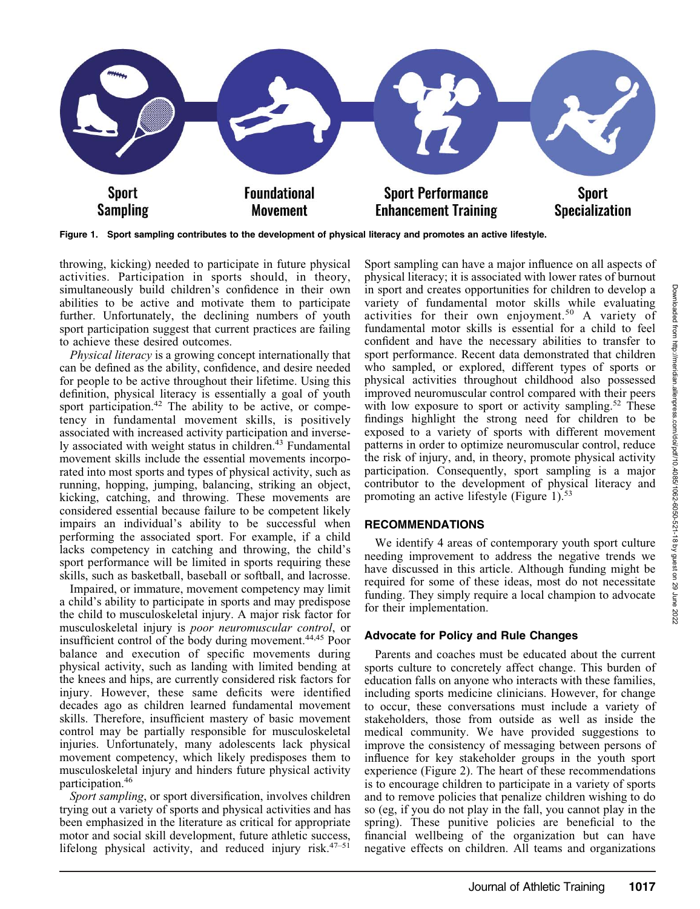Sport Sampling

Foundational Movement

Sport Performance Enhancement Training

Sport Specialization

**Figure 1. Sport sampling contributes to the development of physical literacy and promotes an active lifestyle.**

throwing, kicking) needed to participate in future physical activities. Participation in sports should, in theory, simultaneously build children's confidence in their own abilities to be active and motivate them to participate further. Unfortunately, the declining numbers of youth sport participation suggest that current practices are failing to achieve these desired outcomes.

*Physical literacy* is a growing concept internationally that can be defined as the ability, confidence, and desire needed for people to be active throughout their lifetime. Using this definition, physical literacy is essentially a goal of youth sport participation.[42] The ability to be active, or competency in fundamental movement skills, is positively associated with increased activity participation and inversely associated with weight status in children.[43] Fundamental movement skills include the essential movements incorporated into most sports and types of physical activity, such as running, hopping, jumping, balancing, striking an object, kicking, catching, and throwing. These movements are considered essential because failure to be competent likely impairs an individual's ability to be successful when performing the associated sport. For example, if a child lacks competency in catching and throwing, the child's sport performance will be limited in sports requiring these skills, such as basketball, baseball or softball, and lacrosse.

Impaired, or immature, movement competency may limit a child's ability to participate in sports and may predispose the child to musculoskeletal injury. A major risk factor for musculoskeletal injury is *poor neuromuscular control*, or insufficient control of the body during movement.[44,45] Poor balance and execution of specific movements during physical activity, such as landing with limited bending at the knees and hips, are currently considered risk factors for injury. However, these same deficits were identified decades ago as children learned fundamental movement skills. Therefore, insufficient mastery of basic movement control may be partially responsible for musculoskeletal injuries. Unfortunately, many adolescents lack physical movement competency, which likely predisposes them to musculoskeletal injury and hinders future physical activity participation.[46]

*Sport sampling*, or sport diversification, involves children trying out a variety of sports and physical activities and has been emphasized in the literature as critical for appropriate motor and social skill development, future athletic success, lifelong physical activity, and reduced injury risk.[47–51] Sport sampling can have a major influence on all aspects of physical literacy; it is associated with lower rates of burnout in sport and creates opportunities for children to develop a variety of fundamental motor skills while evaluating activities for their own enjoyment.[50] A variety of fundamental motor skills is essential for a child to feel confident and have the necessary abilities to transfer to sport performance. Recent data demonstrated that children who sampled, or explored, different types of sports or physical activities throughout childhood also possessed improved neuromuscular control compared with their peers with low exposure to sport or activity sampling.[52] These findings highlight the strong need for children to be exposed to a variety of sports with different movement patterns in order to optimize neuromuscular control, reduce the risk of injury, and, in theory, promote physical activity participation. Consequently, sport sampling is a major contributor to the development of physical literacy and promoting an active lifestyle (Figure 1).[53]

## RECOMMENDATIONS

We identify 4 areas of contemporary youth sport culture needing improvement to address the negative trends we have discussed in this article. Although funding might be required for some of these ideas, most do not necessitate funding. They simply require a local champion to advocate for their implementation.

### Advocate for Policy and Rule Changes

Parents and coaches must be educated about the current sports culture to concretely affect change. This burden of education falls on anyone who interacts with these families, including sports medicine clinicians. However, for change to occur, these conversations must include a variety of stakeholders, those from outside as well as inside the medical community. We have provided suggestions to improve the consistency of messaging between persons of influence for key stakeholder groups in the youth sport experience (Figure 2). The heart of these recommendations is to encourage children to participate in a variety of sports and to remove policies that penalize children wishing to do so (eg, if you do not play in the fall, you cannot play in the spring). These punitive policies are beneficial to the financial wellbeing of the organization but can have negative effects on children. All teams and organizations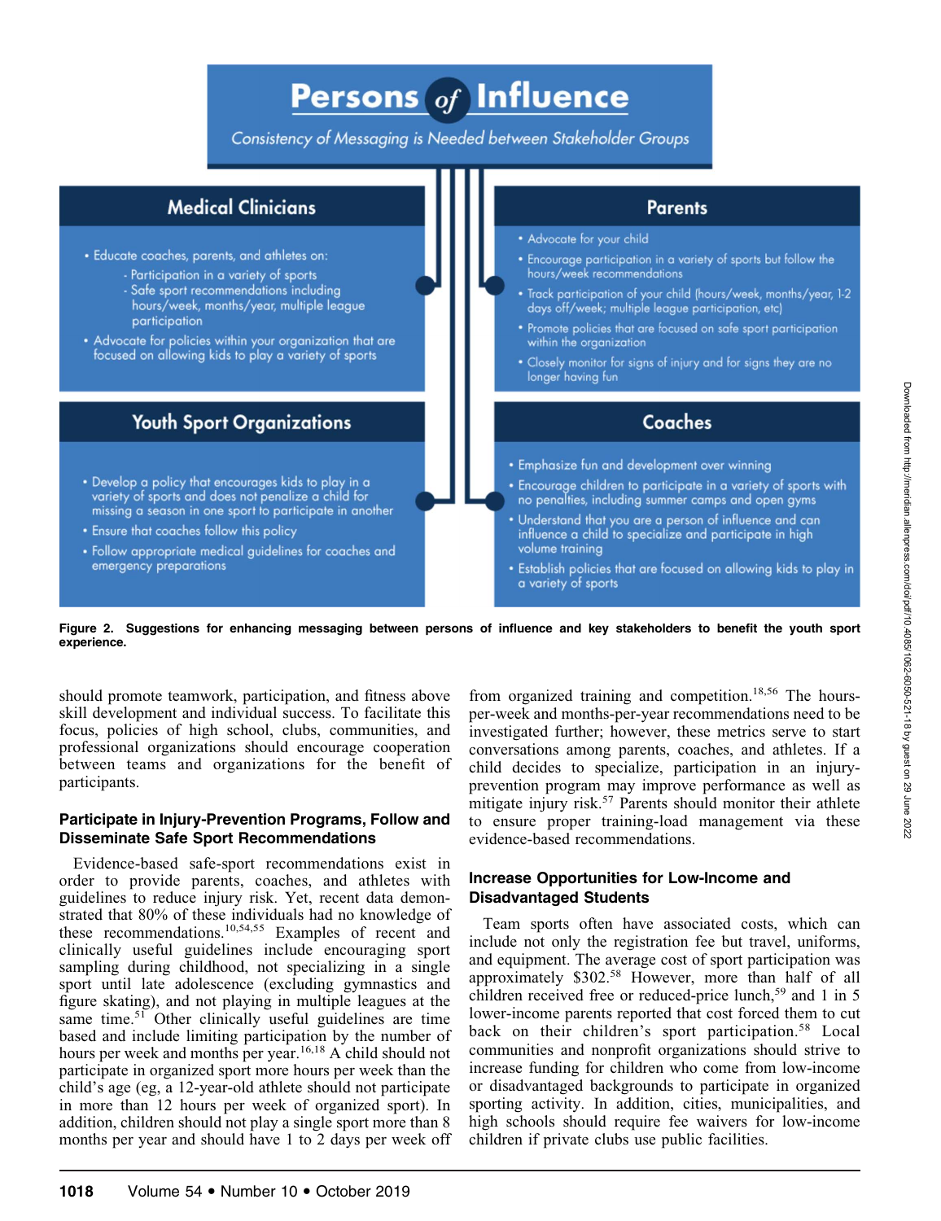# Persons of Influence

*Consistency of Messaging is Needed between Stakeholder Groups*

## Medical Clinicians

- Educate coaches, parents, and athletes on:
  - Participation in a variety of sports
  - Safe sport recommendations including hours/week, months/year, multiple league participation
- Advocate for policies within your organization that are focused on allowing kids to play a variety of sports

## Parents

- Advocate for your child
- Encourage participation in a variety of sports but follow the hours/week recommendations
- Track participation of your child (hours/week, months/year, 1-2 days off/week; multiple league participation, etc)
- Promote policies that are focused on safe sport participation within the organization
- Closely monitor for signs of injury and for signs they are no longer having fun

## Youth Sport Organizations

- Develop a policy that encourages kids to play in a variety of sports and does not penalize a child for missing a season in one sport to participate in another
- Ensure that coaches follow this policy
- Follow appropriate medical guidelines for coaches and emergency preparations

## Coaches

- Emphasize fun and development over winning
- Encourage children to participate in a variety of sports with no penalties, including summer camps and open gyms
- Understand that you are a person of influence and can influence a child to specialize and participate in high volume training
- Establish policies that are focused on allowing kids to play in a variety of sports

**Figure 2. Suggestions for enhancing messaging between persons of influence and key stakeholders to benefit the youth sport experience.**

should promote teamwork, participation, and fitness above skill development and individual success. To facilitate this focus, policies of high school, clubs, communities, and professional organizations should encourage cooperation between teams and organizations for the benefit of participants.

## Participate in Injury-Prevention Programs, Follow and Disseminate Safe Sport Recommendations

Evidence-based safe-sport recommendations exist in order to provide parents, coaches, and athletes with guidelines to reduce injury risk. Yet, recent data demonstrated that 80% of these individuals had no knowledge of these recommendations.[10,54,55] Examples of recent and clinically useful guidelines include encouraging sport sampling during childhood, not specializing in a single sport until late adolescence (excluding gymnastics and figure skating), and not playing in multiple leagues at the same time.[51] Other clinically useful guidelines are time based and include limiting participation by the number of hours per week and months per year.[16,18] A child should not participate in organized sport more hours per week than the child's age (eg, a 12-year-old athlete should not participate in more than 12 hours per week of organized sport). In addition, children should not play a single sport more than 8 months per year and should have 1 to 2 days per week off from organized training and competition.[18,56] The hours-per-week and months-per-year recommendations need to be investigated further; however, these metrics serve to start conversations among parents, coaches, and athletes. If a child decides to specialize, participation in an injury-prevention program may improve performance as well as mitigate injury risk.[57] Parents should monitor their athlete to ensure proper training-load management via these evidence-based recommendations.

## Increase Opportunities for Low-Income and Disadvantaged Students

Team sports often have associated costs, which can include not only the registration fee but travel, uniforms, and equipment. The average cost of sport participation was approximately $302.[58] However, more than half of all children received free or reduced-price lunch,[59] and 1 in 5 lower-income parents reported that cost forced them to cut back on their children's sport participation.[58] Local communities and nonprofit organizations should strive to increase funding for children who come from low-income or disadvantaged backgrounds to participate in organized sporting activity. In addition, cities, municipalities, and high schools should require fee waivers for low-income children if private clubs use public facilities.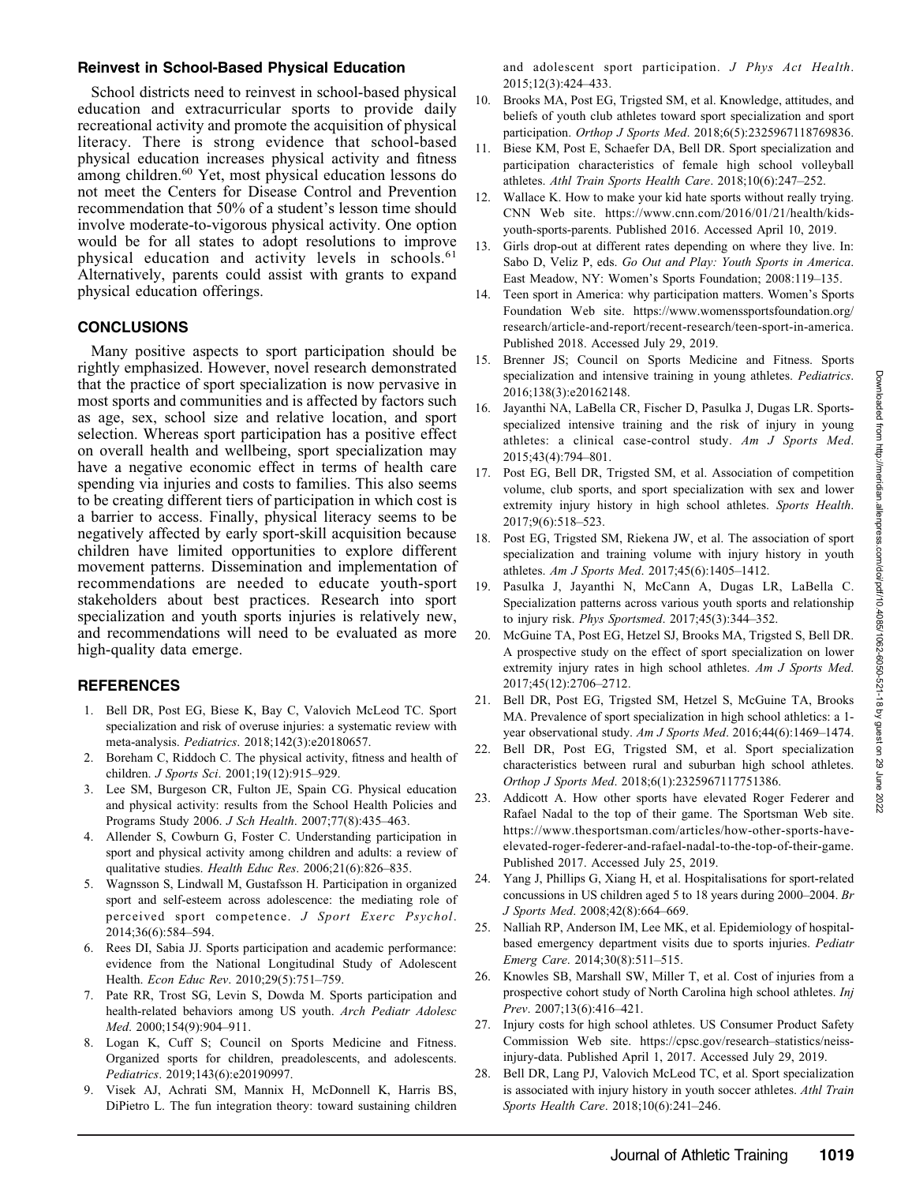### Reinvest in School-Based Physical Education

School districts need to reinvest in school-based physical education and extracurricular sports to provide daily recreational activity and promote the acquisition of physical literacy. There is strong evidence that school-based physical education increases physical activity and fitness among children.[60] Yet, most physical education lessons do not meet the Centers for Disease Control and Prevention recommendation that 50% of a student's lesson time should involve moderate-to-vigorous physical activity. One option would be for all states to adopt resolutions to improve physical education and activity levels in schools.[61] Alternatively, parents could assist with grants to expand physical education offerings.

## CONCLUSIONS

Many positive aspects to sport participation should be rightly emphasized. However, novel research demonstrated that the practice of sport specialization is now pervasive in most sports and communities and is affected by factors such as age, sex, school size and relative location, and sport selection. Whereas sport participation has a positive effect on overall health and wellbeing, sport specialization may have a negative economic effect in terms of health care spending via injuries and costs to families. This also seems to be creating different tiers of participation in which cost is a barrier to access. Finally, physical literacy seems to be negatively affected by early sport-skill acquisition because children have limited opportunities to explore different movement patterns. Dissemination and implementation of recommendations are needed to educate youth-sport stakeholders about best practices. Research into sport specialization and youth sports injuries is relatively new, and recommendations will need to be evaluated as more high-quality data emerge.

## REFERENCES

1. Bell DR, Post EG, Biese K, Bay C, Valovich McLeod TC. Sport specialization and risk of overuse injuries: a systematic review with meta-analysis. *Pediatrics*. 2018;142(3):e20180657.
2. Boreham C, Riddoch C. The physical activity, fitness and health of children. *J Sports Sci*. 2001;19(12):915–929.
3. Lee SM, Burgeson CR, Fulton JE, Spain CG. Physical education and physical activity: results from the School Health Policies and Programs Study 2006. *J Sch Health*. 2007;77(8):435–463.
4. Allender S, Cowburn G, Foster C. Understanding participation in sport and physical activity among children and adults: a review of qualitative studies. *Health Educ Res*. 2006;21(6):826–835.
5. Wagnsson S, Lindwall M, Gustafsson H. Participation in organized sport and self-esteem across adolescence: the mediating role of perceived sport competence. *J Sport Exerc Psychol*. 2014;36(6):584–594.
6. Rees DI, Sabia JJ. Sports participation and academic performance: evidence from the National Longitudinal Study of Adolescent Health. *Econ Educ Rev*. 2010;29(5):751–759.
7. Pate RR, Trost SG, Levin S, Dowda M. Sports participation and health-related behaviors among US youth. *Arch Pediatr Adolesc Med*. 2000;154(9):904–911.
8. Logan K, Cuff S; Council on Sports Medicine and Fitness. Organized sports for children, preadolescents, and adolescents. *Pediatrics*. 2019;143(6):e20190997.
9. Visek AJ, Achrati SM, Mannix H, McDonnell K, Harris BS, DiPietro L. The fun integration theory: toward sustaining children and adolescent sport participation. *J Phys Act Health*. 2015;12(3):424–433.
10. Brooks MA, Post EG, Trigsted SM, et al. Knowledge, attitudes, and beliefs of youth club athletes toward sport specialization and sport participation. *Orthop J Sports Med*. 2018;6(5):2325967118769836.
11. Biese KM, Post E, Schaefer DA, Bell DR. Sport specialization and participation characteristics of female high school volleyball athletes. *Athl Train Sports Health Care*. 2018;10(6):247–252.
12. Wallace K. How to make your kid hate sports without really trying. CNN Web site. https://www.cnn.com/2016/01/21/health/kids-youth-sports-parents. Published 2016. Accessed April 10, 2019.
13. Girls drop-out at different rates depending on where they live. In: Sabo D, Veliz P, eds. *Go Out and Play: Youth Sports in America*. East Meadow, NY: Women's Sports Foundation; 2008:119–135.
14. Teen sport in America: why participation matters. Women's Sports Foundation Web site. https://www.womenssportsfoundation.org/research/article-and-report/recent-research/teen-sport-in-america. Published 2018. Accessed July 29, 2019.
15. Brenner JS; Council on Sports Medicine and Fitness. Sports specialization and intensive training in young athletes. *Pediatrics*. 2016;138(3):e20162148.
16. Jayanthi NA, LaBella CR, Fischer D, Pasulka J, Dugas LR. Sports-specialized intensive training and the risk of injury in young athletes: a clinical case-control study. *Am J Sports Med*. 2015;43(4):794–801.
17. Post EG, Bell DR, Trigsted SM, et al. Association of competition volume, club sports, and sport specialization with sex and lower extremity injury history in high school athletes. *Sports Health*. 2017;9(6):518–523.
18. Post EG, Trigsted SM, Riekena JW, et al. The association of sport specialization and training volume with injury history in youth athletes. *Am J Sports Med*. 2017;45(6):1405–1412.
19. Pasulka J, Jayanthi N, McCann A, Dugas LR, LaBella C. Specialization patterns across various youth sports and relationship to injury risk. *Phys Sportsmed*. 2017;45(3):344–352.
20. McGuine TA, Post EG, Hetzel SJ, Brooks MA, Trigsted S, Bell DR. A prospective study on the effect of sport specialization on lower extremity injury rates in high school athletes. *Am J Sports Med*. 2017;45(12):2706–2712.
21. Bell DR, Post EG, Trigsted SM, Hetzel S, McGuine TA, Brooks MA. Prevalence of sport specialization in high school athletics: a 1-year observational study. *Am J Sports Med*. 2016;44(6):1469–1474.
22. Bell DR, Post EG, Trigsted SM, et al. Sport specialization characteristics between rural and suburban high school athletes. *Orthop J Sports Med*. 2018;6(1):2325967117751386.
23. Addicott A. How other sports have elevated Roger Federer and Rafael Nadal to the top of their game. The Sportsman Web site. https://www.thesportsman.com/articles/how-other-sports-have-elevated-roger-federer-and-rafael-nadal-to-the-top-of-their-game. Published 2017. Accessed July 25, 2019.
24. Yang J, Phillips G, Xiang H, et al. Hospitalisations for sport-related concussions in US children aged 5 to 18 years during 2000–2004. *Br J Sports Med*. 2008;42(8):664–669.
25. Nalliah RP, Anderson IM, Lee MK, et al. Epidemiology of hospital-based emergency department visits due to sports injuries. *Pediatr Emerg Care*. 2014;30(8):511–515.
26. Knowles SB, Marshall SW, Miller T, et al. Cost of injuries from a prospective cohort study of North Carolina high school athletes. *Inj Prev*. 2007;13(6):416–421.
27. Injury costs for high school athletes. US Consumer Product Safety Commission Web site. https://cpsc.gov/research–statistics/neiss-injury-data. Published April 1, 2017. Accessed July 29, 2019.
28. Bell DR, Lang PJ, Valovich McLeod TC, et al. Sport specialization is associated with injury history in youth soccer athletes. *Athl Train Sports Health Care*. 2018;10(6):241–246.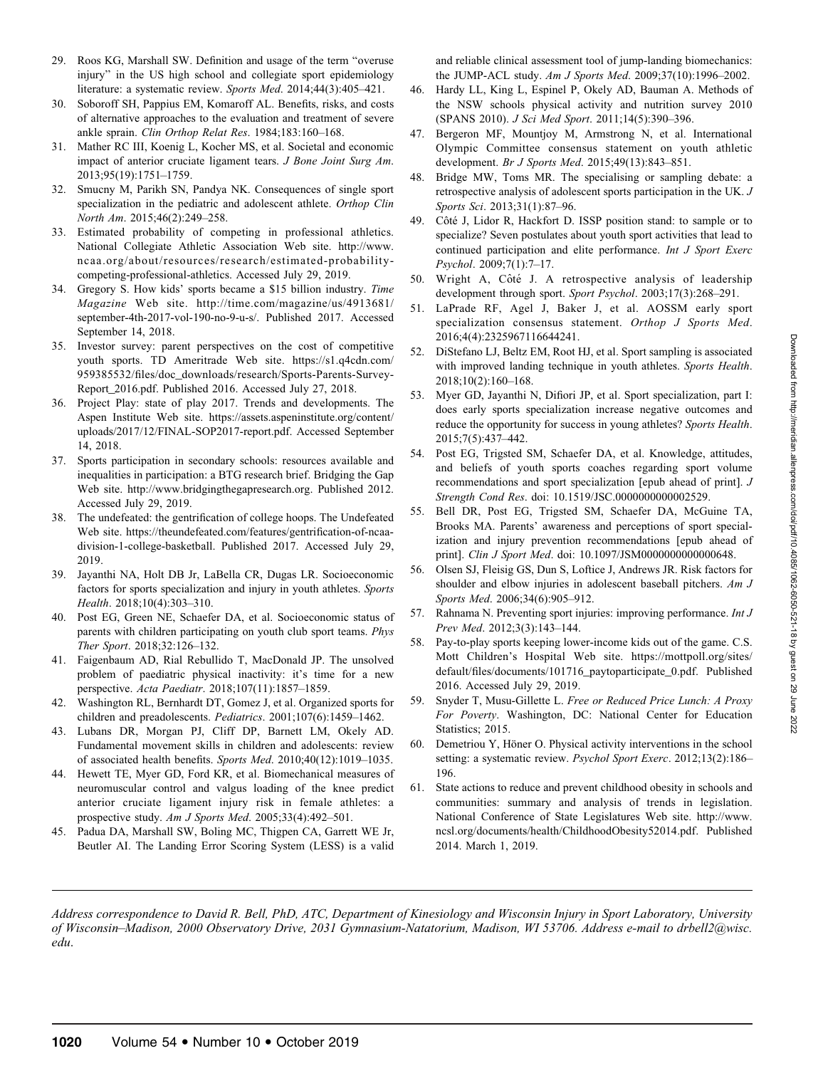29. Roos KG, Marshall SW. Definition and usage of the term "overuse injury" in the US high school and collegiate sport epidemiology literature: a systematic review. *Sports Med*. 2014;44(3):405–421.
30. Soboroff SH, Pappius EM, Komaroff AL. Benefits, risks, and costs of alternative approaches to the evaluation and treatment of severe ankle sprain. *Clin Orthop Relat Res*. 1984;183:160–168.
31. Mather RC III, Koenig L, Kocher MS, et al. Societal and economic impact of anterior cruciate ligament tears. *J Bone Joint Surg Am*. 2013;95(19):1751–1759.
32. Smucny M, Parikh SN, Pandya NK. Consequences of single sport specialization in the pediatric and adolescent athlete. *Orthop Clin North Am*. 2015;46(2):249–258.
33. Estimated probability of competing in professional athletics. National Collegiate Athletic Association Web site. http://www.ncaa.org/about/resources/research/estimated-probability-competing-professional-athletics. Accessed July 29, 2019.
34. Gregory S. How kids' sports became a $15 billion industry. *Time Magazine* Web site. http://time.com/magazine/us/4913681/september-4th-2017-vol-190-no-9-u-s/. Published 2017. Accessed September 14, 2018.
35. Investor survey: parent perspectives on the cost of competitive youth sports. TD Ameritrade Web site. https://s1.q4cdn.com/959385532/files/doc_downloads/research/Sports-Parents-Survey-Report_2016.pdf. Published 2016. Accessed July 27, 2018.
36. Project Play: state of play 2017. Trends and developments. The Aspen Institute Web site. https://assets.aspeninstitute.org/content/uploads/2017/12/FINAL-SOP2017-report.pdf. Accessed September 14, 2018.
37. Sports participation in secondary schools: resources available and inequalities in participation: a BTG research brief. Bridging the Gap Web site. http://www.bridgingthegapresearch.org. Published 2012. Accessed July 29, 2019.
38. The undefeated: the gentrification of college hoops. The Undefeated Web site. https://theundefeated.com/features/gentrification-of-ncaa-division-1-college-basketball. Published 2017. Accessed July 29, 2019.
39. Jayanthi NA, Holt DB Jr, LaBella CR, Dugas LR. Socioeconomic factors for sports specialization and injury in youth athletes. *Sports Health*. 2018;10(4):303–310.
40. Post EG, Green NE, Schaefer DA, et al. Socioeconomic status of parents with children participating on youth club sport teams. *Phys Ther Sport*. 2018;32:126–132.
41. Faigenbaum AD, Rial Rebullido T, MacDonald JP. The unsolved problem of paediatric physical inactivity: it's time for a new perspective. *Acta Paediatr*. 2018;107(11):1857–1859.
42. Washington RL, Bernhardt DT, Gomez J, et al. Organized sports for children and preadolescents. *Pediatrics*. 2001;107(6):1459–1462.
43. Lubans DR, Morgan PJ, Cliff DP, Barnett LM, Okely AD. Fundamental movement skills in children and adolescents: review of associated health benefits. *Sports Med*. 2010;40(12):1019–1035.
44. Hewett TE, Myer GD, Ford KR, et al. Biomechanical measures of neuromuscular control and valgus loading of the knee predict anterior cruciate ligament injury risk in female athletes: a prospective study. *Am J Sports Med*. 2005;33(4):492–501.
45. Padua DA, Marshall SW, Boling MC, Thigpen CA, Garrett WE Jr, Beutler AI. The Landing Error Scoring System (LESS) is a valid and reliable clinical assessment tool of jump-landing biomechanics: the JUMP-ACL study. *Am J Sports Med*. 2009;37(10):1996–2002.
46. Hardy LL, King L, Espinel P, Okely AD, Bauman A. Methods of the NSW schools physical activity and nutrition survey 2010 (SPANS 2010). *J Sci Med Sport*. 2011;14(5):390–396.
47. Bergeron MF, Mountjoy M, Armstrong N, et al. International Olympic Committee consensus statement on youth athletic development. *Br J Sports Med*. 2015;49(13):843–851.
48. Bridge MW, Toms MR. The specialising or sampling debate: a retrospective analysis of adolescent sports participation in the UK. *J Sports Sci*. 2013;31(1):87–96.
49. Côté J, Lidor R, Hackfort D. ISSP position stand: to sample or to specialize? Seven postulates about youth sport activities that lead to continued participation and elite performance. *Int J Sport Exerc Psychol*. 2009;7(1):7–17.
50. Wright A, Côté J. A retrospective analysis of leadership development through sport. *Sport Psychol*. 2003;17(3):268–291.
51. LaPrade RF, Agel J, Baker J, et al. AOSSM early sport specialization consensus statement. *Orthop J Sports Med*. 2016;4(4):2325967116644241.
52. DiStefano LJ, Beltz EM, Root HJ, et al. Sport sampling is associated with improved landing technique in youth athletes. *Sports Health*. 2018;10(2):160–168.
53. Myer GD, Jayanthi N, Difiori JP, et al. Sport specialization, part I: does early sports specialization increase negative outcomes and reduce the opportunity for success in young athletes? *Sports Health*. 2015;7(5):437–442.
54. Post EG, Trigsted SM, Schaefer DA, et al. Knowledge, attitudes, and beliefs of youth sports coaches regarding sport volume recommendations and sport specialization [epub ahead of print]. *J Strength Cond Res*. doi: 10.1519/JSC.0000000000002529.
55. Bell DR, Post EG, Trigsted SM, Schaefer DA, McGuine TA, Brooks MA. Parents' awareness and perceptions of sport specialization and injury prevention recommendations [epub ahead of print]. *Clin J Sport Med*. doi: 10.1097/JSM0000000000000648.
56. Olsen SJ, Fleisig GS, Dun S, Loftice J, Andrews JR. Risk factors for shoulder and elbow injuries in adolescent baseball pitchers. *Am J Sports Med*. 2006;34(6):905–912.
57. Rahnama N. Preventing sport injuries: improving performance. *Int J Prev Med*. 2012;3(3):143–144.
58. Pay-to-play sports keeping lower-income kids out of the game. C.S. Mott Children's Hospital Web site. https://mottpoll.org/sites/default/files/documents/101716_paytoparticipate_0.pdf. Published 2016. Accessed July 29, 2019.
59. Snyder T, Musu-Gillette L. *Free or Reduced Price Lunch: A Proxy For Poverty*. Washington, DC: National Center for Education Statistics; 2015.
60. Demetriou Y, Höner O. Physical activity interventions in the school setting: a systematic review. *Psychol Sport Exerc*. 2012;13(2):186–196.
61. State actions to reduce and prevent childhood obesity in schools and communities: summary and analysis of trends in legislation. National Conference of State Legislatures Web site. http://www.ncsl.org/documents/health/ChildhoodObesity52014.pdf. Published 2014. March 1, 2019.

*Address correspondence to David R. Bell, PhD, ATC, Department of Kinesiology and Wisconsin Injury in Sport Laboratory, University of Wisconsin–Madison, 2000 Observatory Drive, 2031 Gymnasium-Natatorium, Madison, WI 53706. Address e-mail to drbell2@wisc.edu.*